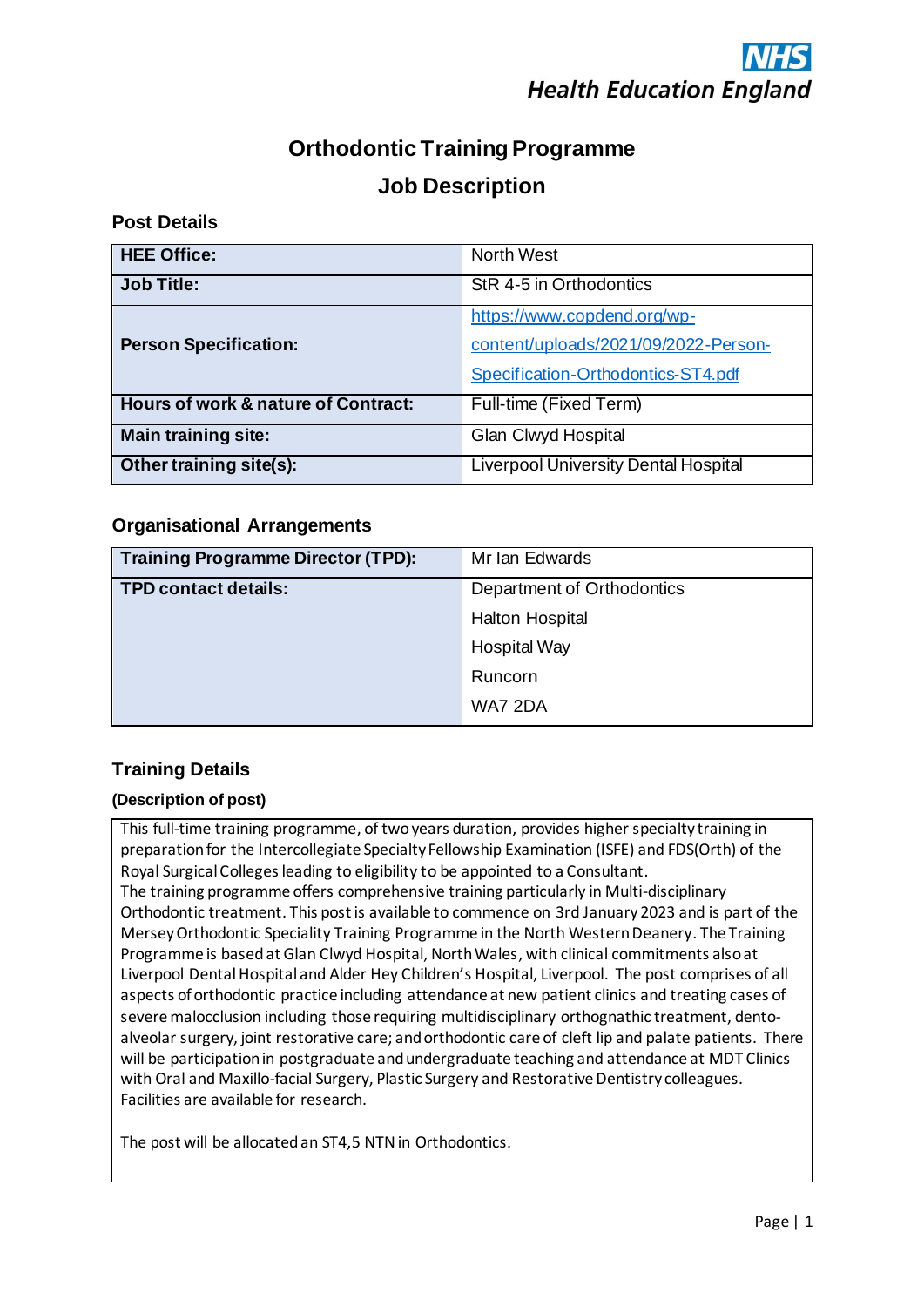NHS
Health Education England

# Orthodontic Training Programme

## Job Description

### Post Details

| | |
|---|---|
| **HEE Office:** | North West |
| **Job Title:** | StR 4-5 in Orthodontics |
| **Person Specification:** | https://www.copdend.org/wp-content/uploads/2021/09/2022-Person-Specification-Orthodontics-ST4.pdf |
| **Hours of work & nature of Contract:** | Full-time (Fixed Term) |
| **Main training site:** | Glan Clwyd Hospital |
| **Other training site(s):** | Liverpool University Dental Hospital |

### Organisational Arrangements

| | |
|---|---|
| **Training Programme Director (TPD):** | Mr Ian Edwards |
| **TPD contact details:** | Department of Orthodontics<br>Halton Hospital<br>Hospital Way<br>Runcorn<br>WA7 2DA |

### Training Details

**(Description of post)**

This full-time training programme, of two years duration, provides higher specialty training in preparation for the Intercollegiate Specialty Fellowship Examination (ISFE) and FDS(Orth) of the Royal Surgical Colleges leading to eligibility to be appointed to a Consultant.
The training programme offers comprehensive training particularly in Multi-disciplinary Orthodontic treatment. This post is available to commence on 3rd January 2023 and is part of the Mersey Orthodontic Speciality Training Programme in the North Western Deanery. The Training Programme is based at Glan Clwyd Hospital, North Wales, with clinical commitments also at Liverpool Dental Hospital and Alder Hey Children's Hospital, Liverpool. The post comprises of all aspects of orthodontic practice including attendance at new patient clinics and treating cases of severe malocclusion including those requiring multidisciplinary orthognathic treatment, dento-alveolar surgery, joint restorative care; and orthodontic care of cleft lip and palate patients. There will be participation in postgraduate and undergraduate teaching and attendance at MDT Clinics with Oral and Maxillo-facial Surgery, Plastic Surgery and Restorative Dentistry colleagues. Facilities are available for research.

The post will be allocated an ST4,5 NTN in Orthodontics.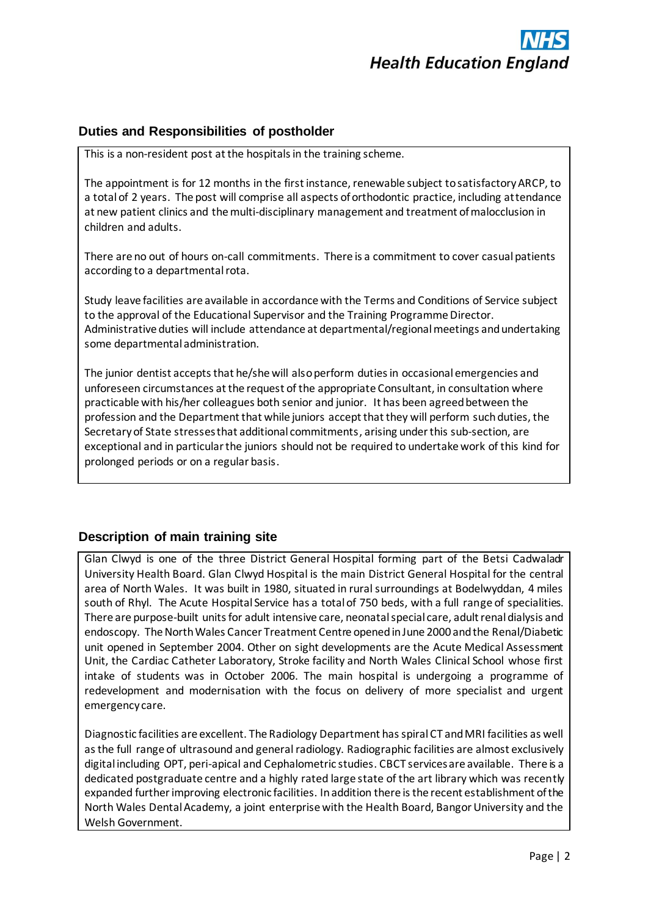## Duties and Responsibilities of postholder

This is a non-resident post at the hospitals in the training scheme.

The appointment is for 12 months in the first instance, renewable subject to satisfactory ARCP, to a total of 2 years. The post will comprise all aspects of orthodontic practice, including attendance at new patient clinics and the multi-disciplinary management and treatment of malocclusion in children and adults.

There are no out of hours on-call commitments. There is a commitment to cover casual patients according to a departmental rota.

Study leave facilities are available in accordance with the Terms and Conditions of Service subject to the approval of the Educational Supervisor and the Training Programme Director. Administrative duties will include attendance at departmental/regional meetings and undertaking some departmental administration.

The junior dentist accepts that he/she will also perform duties in occasional emergencies and unforeseen circumstances at the request of the appropriate Consultant, in consultation where practicable with his/her colleagues both senior and junior. It has been agreed between the profession and the Department that while juniors accept that they will perform such duties, the Secretary of State stresses that additional commitments, arising under this sub-section, are exceptional and in particular the juniors should not be required to undertake work of this kind for prolonged periods or on a regular basis.

## Description of main training site

Glan Clwyd is one of the three District General Hospital forming part of the Betsi Cadwaladr University Health Board. Glan Clwyd Hospital is the main District General Hospital for the central area of North Wales. It was built in 1980, situated in rural surroundings at Bodelwyddan, 4 miles south of Rhyl. The Acute Hospital Service has a total of 750 beds, with a full range of specialities. There are purpose-built units for adult intensive care, neonatal special care, adult renal dialysis and endoscopy. The North Wales Cancer Treatment Centre opened in June 2000 and the Renal/Diabetic unit opened in September 2004. Other on sight developments are the Acute Medical Assessment Unit, the Cardiac Catheter Laboratory, Stroke facility and North Wales Clinical School whose first intake of students was in October 2006. The main hospital is undergoing a programme of redevelopment and modernisation with the focus on delivery of more specialist and urgent emergency care.

Diagnostic facilities are excellent. The Radiology Department has spiral CT and MRI facilities as well as the full range of ultrasound and general radiology. Radiographic facilities are almost exclusively digital including OPT, peri-apical and Cephalometric studies. CBCT services are available. There is a dedicated postgraduate centre and a highly rated large state of the art library which was recently expanded further improving electronic facilities. In addition there is the recent establishment of the North Wales Dental Academy, a joint enterprise with the Health Board, Bangor University and the Welsh Government.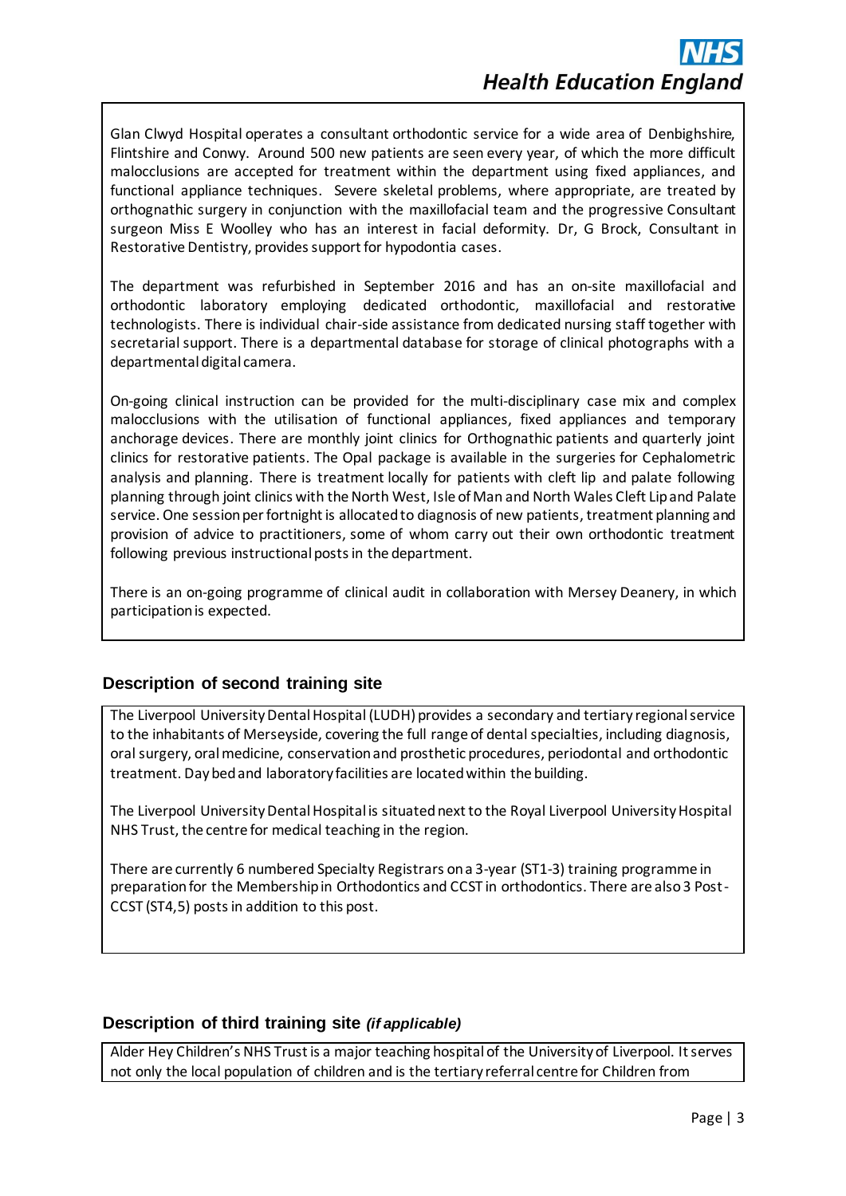Glan Clwyd Hospital operates a consultant orthodontic service for a wide area of Denbighshire, Flintshire and Conwy. Around 500 new patients are seen every year, of which the more difficult malocclusions are accepted for treatment within the department using fixed appliances, and functional appliance techniques. Severe skeletal problems, where appropriate, are treated by orthognathic surgery in conjunction with the maxillofacial team and the progressive Consultant surgeon Miss E Woolley who has an interest in facial deformity. Dr, G Brock, Consultant in Restorative Dentistry, provides support for hypodontia cases.

The department was refurbished in September 2016 and has an on-site maxillofacial and orthodontic laboratory employing dedicated orthodontic, maxillofacial and restorative technologists. There is individual chair-side assistance from dedicated nursing staff together with secretarial support. There is a departmental database for storage of clinical photographs with a departmental digital camera.

On-going clinical instruction can be provided for the multi-disciplinary case mix and complex malocclusions with the utilisation of functional appliances, fixed appliances and temporary anchorage devices. There are monthly joint clinics for Orthognathic patients and quarterly joint clinics for restorative patients. The Opal package is available in the surgeries for Cephalometric analysis and planning. There is treatment locally for patients with cleft lip and palate following planning through joint clinics with the North West, Isle of Man and North Wales Cleft Lip and Palate service. One session per fortnight is allocated to diagnosis of new patients, treatment planning and provision of advice to practitioners, some of whom carry out their own orthodontic treatment following previous instructional posts in the department.

There is an on-going programme of clinical audit in collaboration with Mersey Deanery, in which participation is expected.

## Description of second training site

The Liverpool University Dental Hospital (LUDH) provides a secondary and tertiary regional service to the inhabitants of Merseyside, covering the full range of dental specialties, including diagnosis, oral surgery, oral medicine, conservation and prosthetic procedures, periodontal and orthodontic treatment. Day bed and laboratory facilities are located within the building.

The Liverpool University Dental Hospital is situated next to the Royal Liverpool University Hospital NHS Trust, the centre for medical teaching in the region.

There are currently 6 numbered Specialty Registrars on a 3-year (ST1-3) training programme in preparation for the Membership in Orthodontics and CCST in orthodontics. There are also 3 Post-CCST (ST4,5) posts in addition to this post.

## Description of third training site *(if applicable)*

Alder Hey Children's NHS Trust is a major teaching hospital of the University of Liverpool. It serves not only the local population of children and is the tertiary referral centre for Children from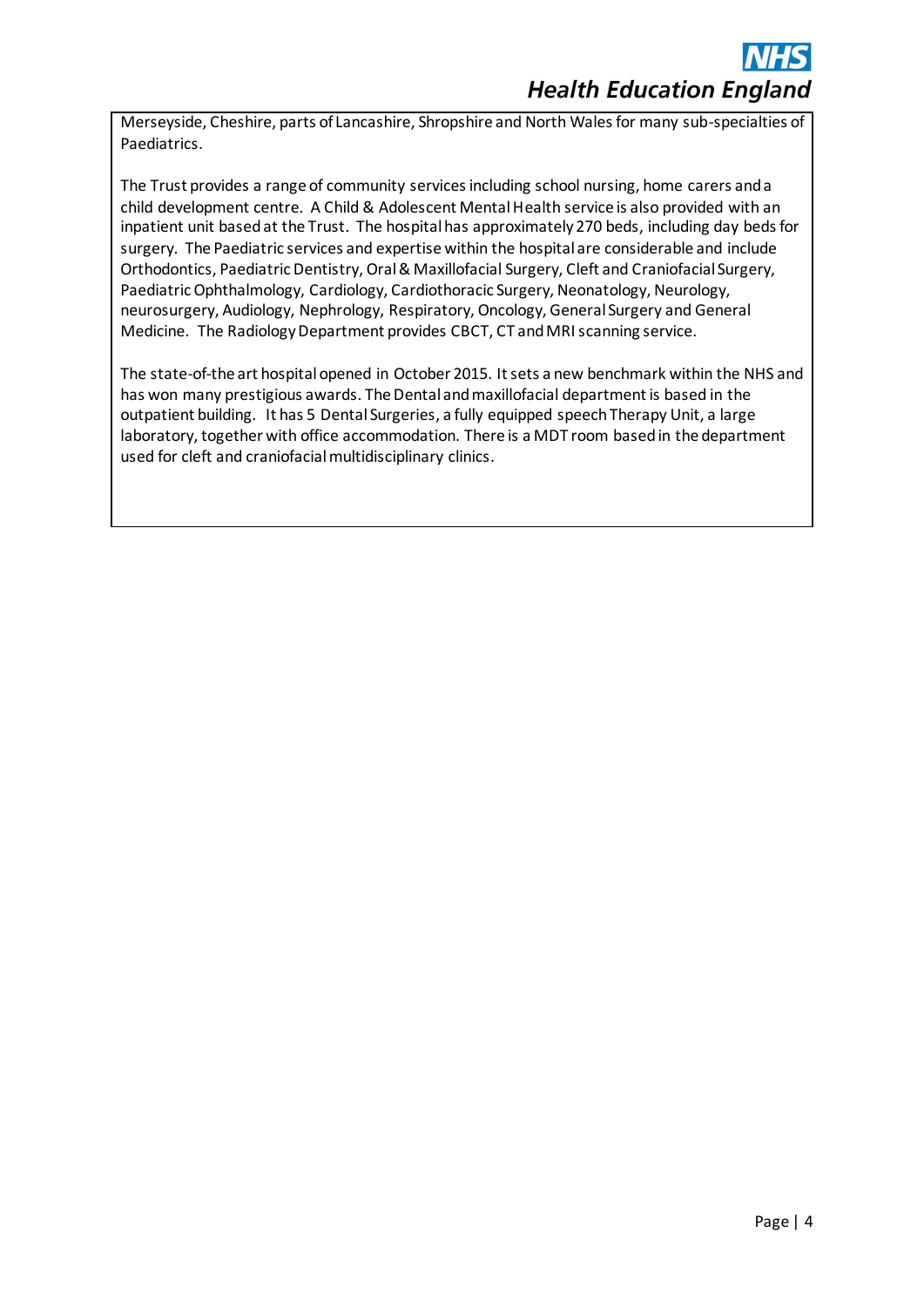Merseyside, Cheshire, parts of Lancashire, Shropshire and North Wales for many sub-specialties of Paediatrics.

The Trust provides a range of community services including school nursing, home carers and a child development centre. A Child & Adolescent Mental Health service is also provided with an inpatient unit based at the Trust. The hospital has approximately 270 beds, including day beds for surgery. The Paediatric services and expertise within the hospital are considerable and include Orthodontics, Paediatric Dentistry, Oral & Maxillofacial Surgery, Cleft and Craniofacial Surgery, Paediatric Ophthalmology, Cardiology, Cardiothoracic Surgery, Neonatology, Neurology, neurosurgery, Audiology, Nephrology, Respiratory, Oncology, General Surgery and General Medicine. The Radiology Department provides CBCT, CT and MRI scanning service.

The state-of-the art hospital opened in October 2015. It sets a new benchmark within the NHS and has won many prestigious awards. The Dental and maxillofacial department is based in the outpatient building. It has 5 Dental Surgeries, a fully equipped speech Therapy Unit, a large laboratory, together with office accommodation. There is a MDT room based in the department used for cleft and craniofacial multidisciplinary clinics.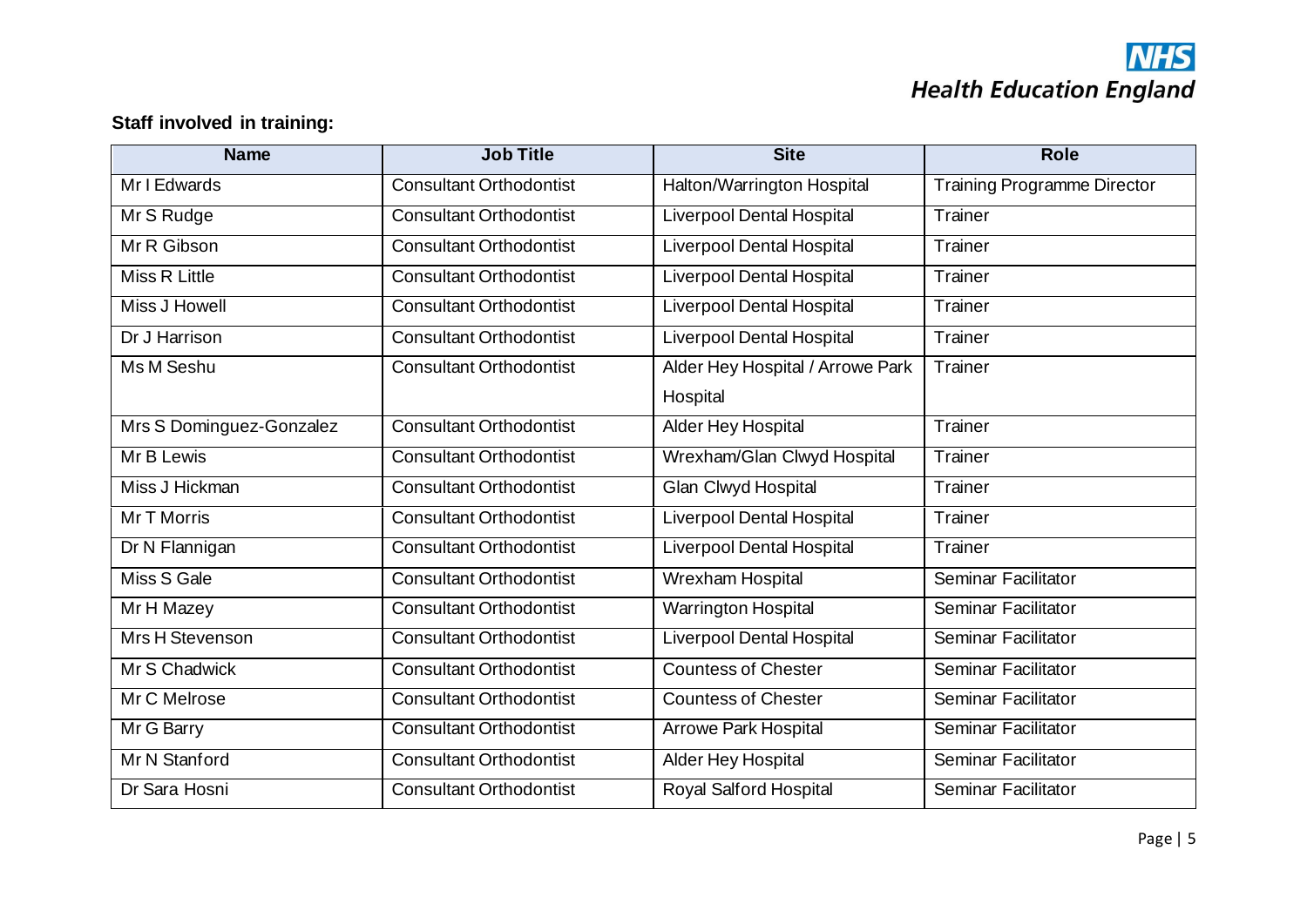**Staff involved in training:**

| Name | Job Title | Site | Role |
|---|---|---|---|
| Mr I Edwards | Consultant Orthodontist | Halton/Warrington Hospital | Training Programme Director |
| Mr S Rudge | Consultant Orthodontist | Liverpool Dental Hospital | Trainer |
| Mr R Gibson | Consultant Orthodontist | Liverpool Dental Hospital | Trainer |
| Miss R Little | Consultant Orthodontist | Liverpool Dental Hospital | Trainer |
| Miss J Howell | Consultant Orthodontist | Liverpool Dental Hospital | Trainer |
| Dr J Harrison | Consultant Orthodontist | Liverpool Dental Hospital | Trainer |
| Ms M Seshu | Consultant Orthodontist | Alder Hey Hospital / Arrowe Park Hospital | Trainer |
| Mrs S Dominguez-Gonzalez | Consultant Orthodontist | Alder Hey Hospital | Trainer |
| Mr B Lewis | Consultant Orthodontist | Wrexham/Glan Clwyd Hospital | Trainer |
| Miss J Hickman | Consultant Orthodontist | Glan Clwyd Hospital | Trainer |
| Mr T Morris | Consultant Orthodontist | Liverpool Dental Hospital | Trainer |
| Dr N Flannigan | Consultant Orthodontist | Liverpool Dental Hospital | Trainer |
| Miss S Gale | Consultant Orthodontist | Wrexham Hospital | Seminar Facilitator |
| Mr H Mazey | Consultant Orthodontist | Warrington Hospital | Seminar Facilitator |
| Mrs H Stevenson | Consultant Orthodontist | Liverpool Dental Hospital | Seminar Facilitator |
| Mr S Chadwick | Consultant Orthodontist | Countess of Chester | Seminar Facilitator |
| Mr C Melrose | Consultant Orthodontist | Countess of Chester | Seminar Facilitator |
| Mr G Barry | Consultant Orthodontist | Arrowe Park Hospital | Seminar Facilitator |
| Mr N Stanford | Consultant Orthodontist | Alder Hey Hospital | Seminar Facilitator |
| Dr Sara Hosni | Consultant Orthodontist | Royal Salford Hospital | Seminar Facilitator |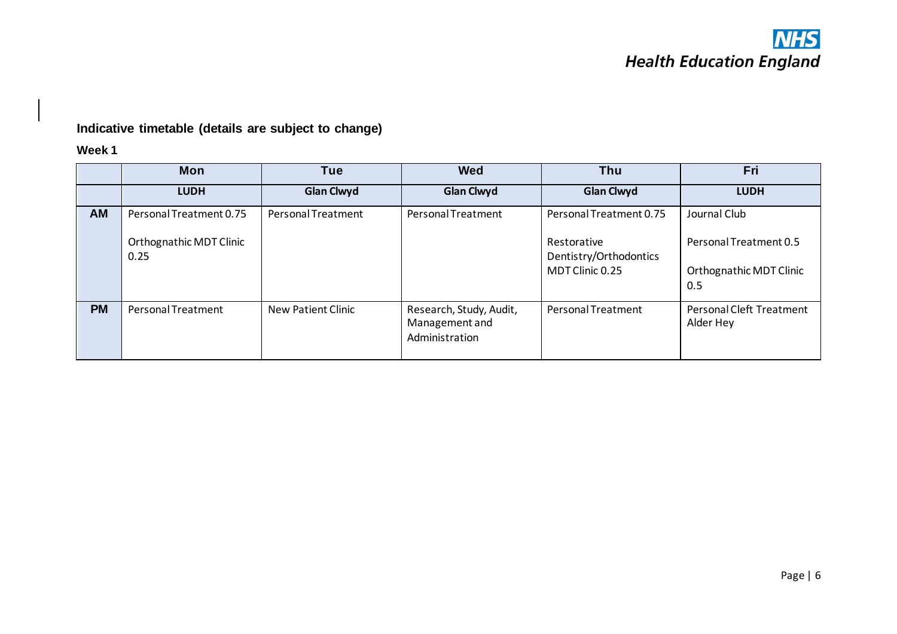**Indicative timetable (details are subject to change)**

**Week 1**

| | Mon | Tue | Wed | Thu | Fri |
|---|---|---|---|---|---|
| | **LUDH** | **Glan Clwyd** | **Glan Clwyd** | **Glan Clwyd** | **LUDH** |
| **AM** | Personal Treatment 0.75<br><br>Orthognathic MDT Clinic 0.25 | Personal Treatment | Personal Treatment | Personal Treatment 0.75<br><br>Restorative Dentistry/Orthodontics MDT Clinic 0.25 | Journal Club<br><br>Personal Treatment 0.5<br><br>Orthognathic MDT Clinic 0.5 |
| **PM** | Personal Treatment | New Patient Clinic | Research, Study, Audit, Management and Administration | Personal Treatment | Personal Cleft Treatment Alder Hey |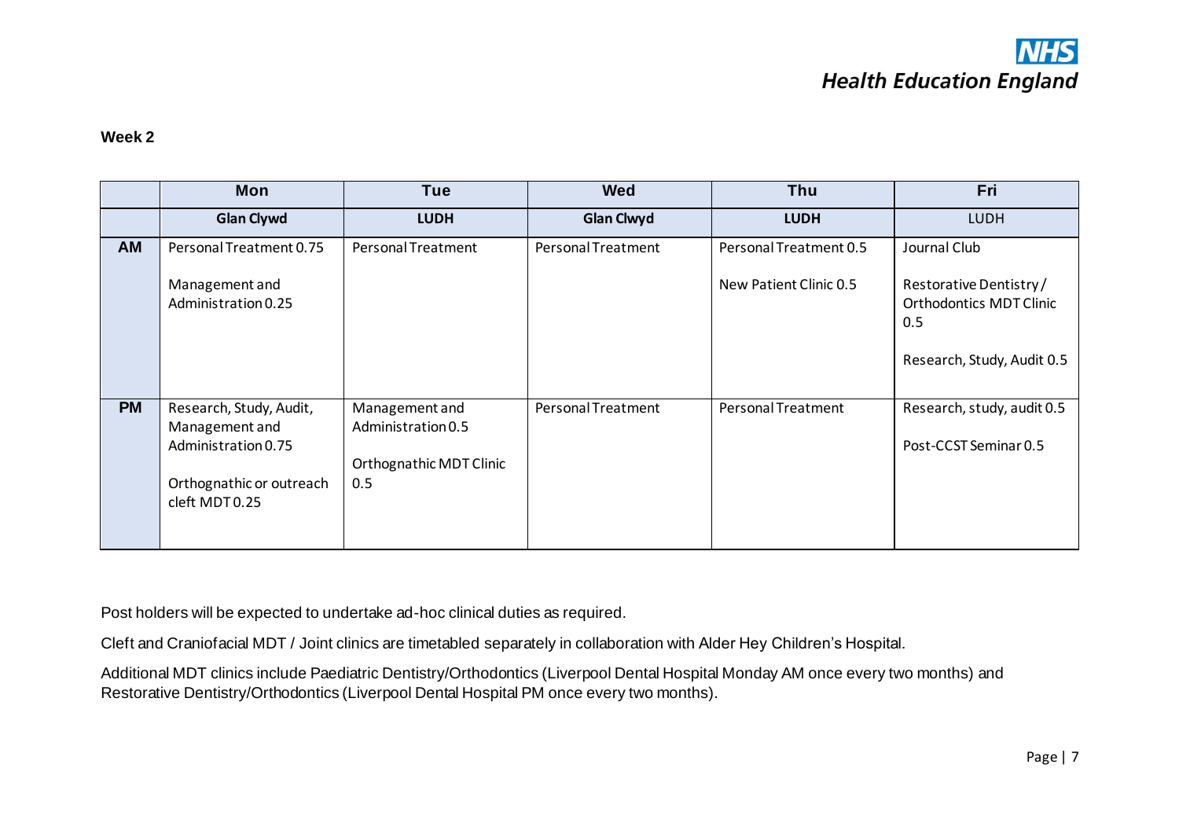**Week 2**

| | Mon | Tue | Wed | Thu | Fri |
|---|---|---|---|---|---|
| | **Glan Clywd** | **LUDH** | **Glan Clwyd** | **LUDH** | LUDH |
| **AM** | Personal Treatment 0.75<br><br>Management and Administration 0.25 | Personal Treatment | Personal Treatment | Personal Treatment 0.5<br><br>New Patient Clinic 0.5 | Journal Club<br><br>Restorative Dentistry / Orthodontics MDT Clinic 0.5<br><br>Research, Study, Audit 0.5 |
| **PM** | Research, Study, Audit, Management and Administration 0.75<br><br>Orthognathic or outreach cleft MDT 0.25 | Management and Administration 0.5<br><br>Orthognathic MDT Clinic 0.5 | Personal Treatment | Personal Treatment | Research, study, audit 0.5<br><br>Post-CCST Seminar 0.5 |

Post holders will be expected to undertake ad-hoc clinical duties as required.

Cleft and Craniofacial MDT / Joint clinics are timetabled separately in collaboration with Alder Hey Children's Hospital.

Additional MDT clinics include Paediatric Dentistry/Orthodontics (Liverpool Dental Hospital Monday AM once every two months) and Restorative Dentistry/Orthodontics (Liverpool Dental Hospital PM once every two months).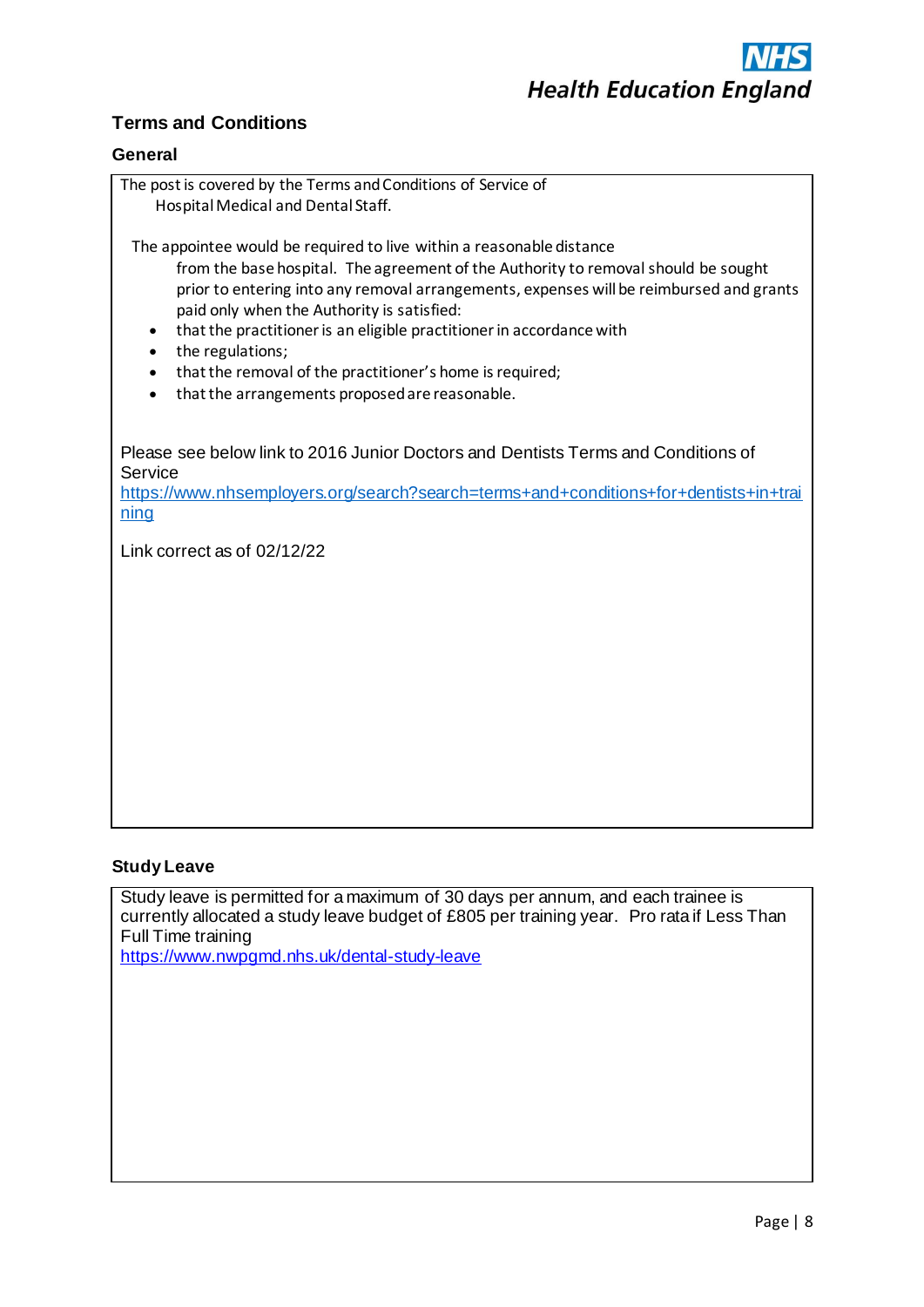## Terms and Conditions

### General

The post is covered by the Terms and Conditions of Service of Hospital Medical and Dental Staff.

The appointee would be required to live within a reasonable distance from the base hospital. The agreement of the Authority to removal should be sought prior to entering into any removal arrangements, expenses will be reimbursed and grants paid only when the Authority is satisfied:

- that the practitioner is an eligible practitioner in accordance with
- the regulations;
- that the removal of the practitioner's home is required;
- that the arrangements proposed are reasonable.

Please see below link to 2016 Junior Doctors and Dentists Terms and Conditions of Service
https://www.nhsemployers.org/search?search=terms+and+conditions+for+dentists+in+training

Link correct as of 02/12/22

### Study Leave

Study leave is permitted for a maximum of 30 days per annum, and each trainee is currently allocated a study leave budget of £805 per training year. Pro rata if Less Than Full Time training
https://www.nwpgmd.nhs.uk/dental-study-leave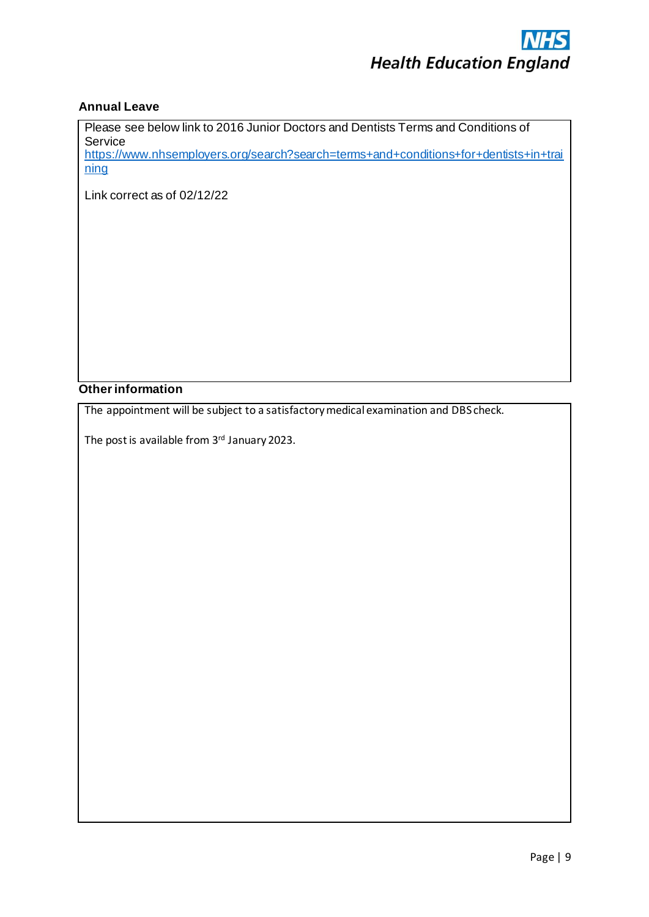### Annual Leave

Please see below link to 2016 Junior Doctors and Dentists Terms and Conditions of Service
https://www.nhsemployers.org/search?search=terms+and+conditions+for+dentists+in+training

Link correct as of 02/12/22

### Other information

The appointment will be subject to a satisfactory medical examination and DBS check.

The post is available from 3rd January 2023.